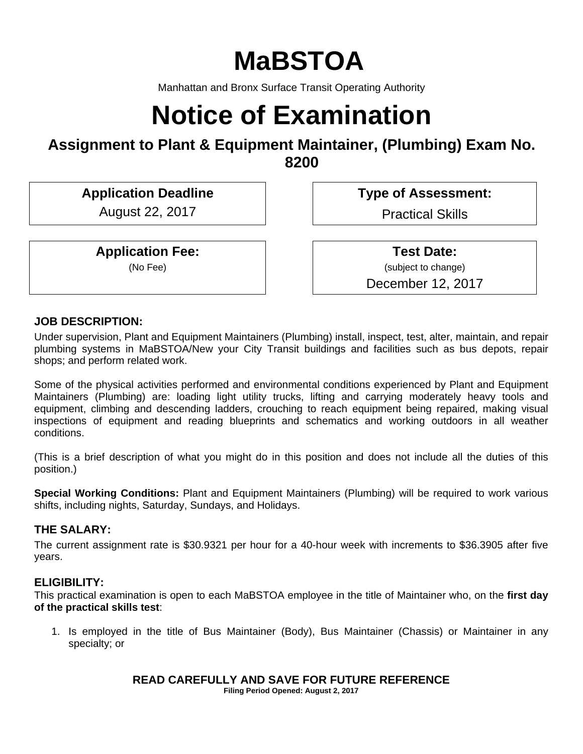# MaBSTOA

Manhattan and Bronx Surface Transit Operating Authority

# Notice of Examination

## Assignment to Plant & Equipment Maintainer, (Plumbing) Exam No. 8200

**Application Deadline**
August 22, 2017

**Type of Assessment:**
Practical Skills

**Application Fee:**
(No Fee)

**Test Date:**
(subject to change)
December 12, 2017

### JOB DESCRIPTION:

Under supervision, Plant and Equipment Maintainers (Plumbing) install, inspect, test, alter, maintain, and repair plumbing systems in MaBSTOA/New your City Transit buildings and facilities such as bus depots, repair shops; and perform related work.

Some of the physical activities performed and environmental conditions experienced by Plant and Equipment Maintainers (Plumbing) are: loading light utility trucks, lifting and carrying moderately heavy tools and equipment, climbing and descending ladders, crouching to reach equipment being repaired, making visual inspections of equipment and reading blueprints and schematics and working outdoors in all weather conditions.

(This is a brief description of what you might do in this position and does not include all the duties of this position.)

**Special Working Conditions:** Plant and Equipment Maintainers (Plumbing) will be required to work various shifts, including nights, Saturday, Sundays, and Holidays.

### THE SALARY:

The current assignment rate is $30.9321 per hour for a 40-hour week with increments to $36.3905 after five years.

### ELIGIBILITY:

This practical examination is open to each MaBSTOA employee in the title of Maintainer who, on the **first day of the practical skills test**:

1. Is employed in the title of Bus Maintainer (Body), Bus Maintainer (Chassis) or Maintainer in any specialty; or

**READ CAREFULLY AND SAVE FOR FUTURE REFERENCE**
**Filing Period Opened: August 2, 2017**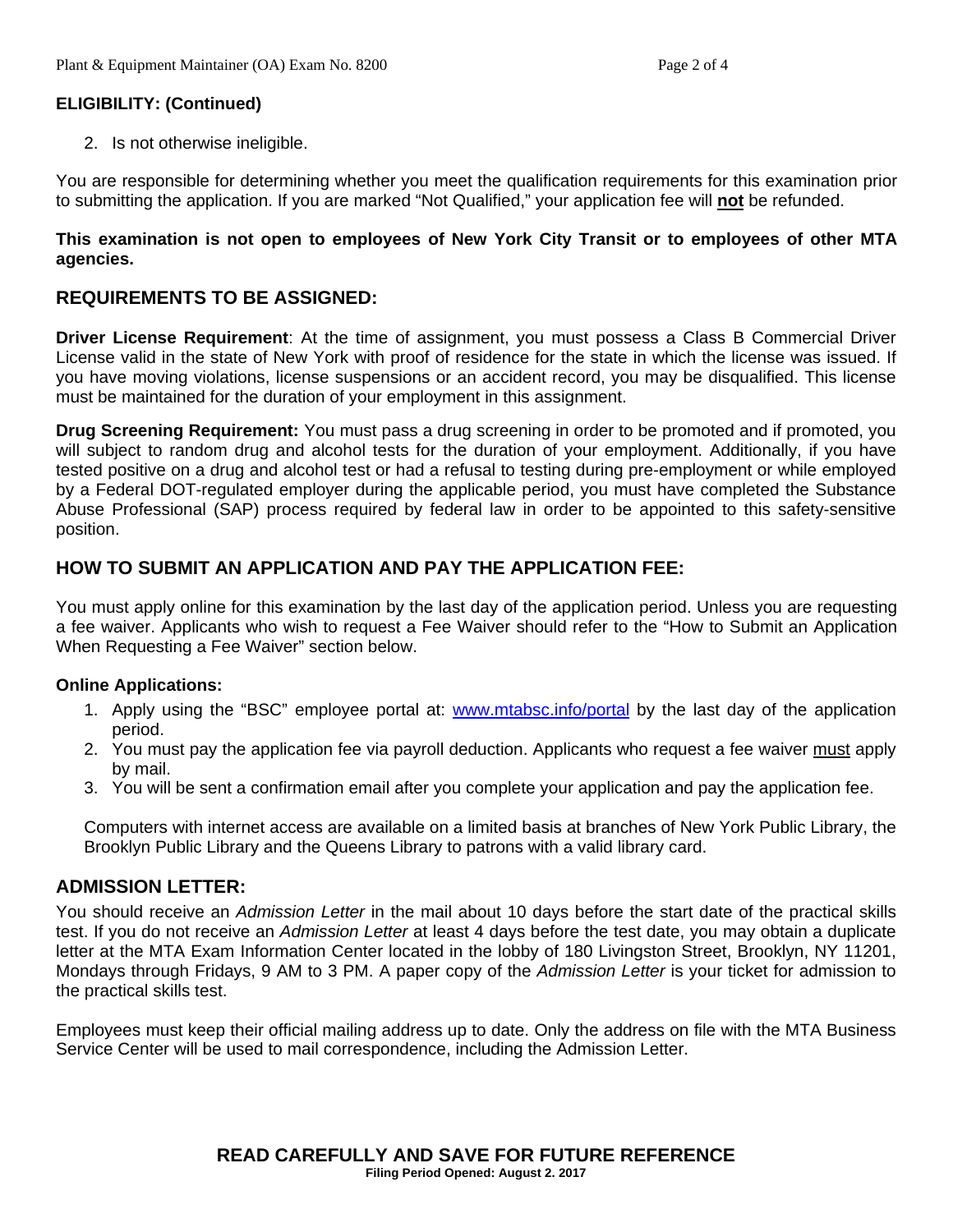**ELIGIBILITY: (Continued)**

2. Is not otherwise ineligible.

You are responsible for determining whether you meet the qualification requirements for this examination prior to submitting the application. If you are marked "Not Qualified," your application fee will **not** be refunded.

**This examination is not open to employees of New York City Transit or to employees of other MTA agencies.**

## REQUIREMENTS TO BE ASSIGNED:

**Driver License Requirement**: At the time of assignment, you must possess a Class B Commercial Driver License valid in the state of New York with proof of residence for the state in which the license was issued. If you have moving violations, license suspensions or an accident record, you may be disqualified. This license must be maintained for the duration of your employment in this assignment.

**Drug Screening Requirement:** You must pass a drug screening in order to be promoted and if promoted, you will subject to random drug and alcohol tests for the duration of your employment. Additionally, if you have tested positive on a drug and alcohol test or had a refusal to testing during pre-employment or while employed by a Federal DOT-regulated employer during the applicable period, you must have completed the Substance Abuse Professional (SAP) process required by federal law in order to be appointed to this safety-sensitive position.

## HOW TO SUBMIT AN APPLICATION AND PAY THE APPLICATION FEE:

You must apply online for this examination by the last day of the application period. Unless you are requesting a fee waiver. Applicants who wish to request a Fee Waiver should refer to the "How to Submit an Application When Requesting a Fee Waiver" section below.

**Online Applications:**

1. Apply using the "BSC" employee portal at: www.mtabsc.info/portal by the last day of the application period.
2. You must pay the application fee via payroll deduction. Applicants who request a fee waiver must apply by mail.
3. You will be sent a confirmation email after you complete your application and pay the application fee.

Computers with internet access are available on a limited basis at branches of New York Public Library, the Brooklyn Public Library and the Queens Library to patrons with a valid library card.

## ADMISSION LETTER:

You should receive an *Admission Letter* in the mail about 10 days before the start date of the practical skills test. If you do not receive an *Admission Letter* at least 4 days before the test date, you may obtain a duplicate letter at the MTA Exam Information Center located in the lobby of 180 Livingston Street, Brooklyn, NY 11201, Mondays through Fridays, 9 AM to 3 PM. A paper copy of the *Admission Letter* is your ticket for admission to the practical skills test.

Employees must keep their official mailing address up to date. Only the address on file with the MTA Business Service Center will be used to mail correspondence, including the Admission Letter.

**READ CAREFULLY AND SAVE FOR FUTURE REFERENCE**

**Filing Period Opened: August 2. 2017**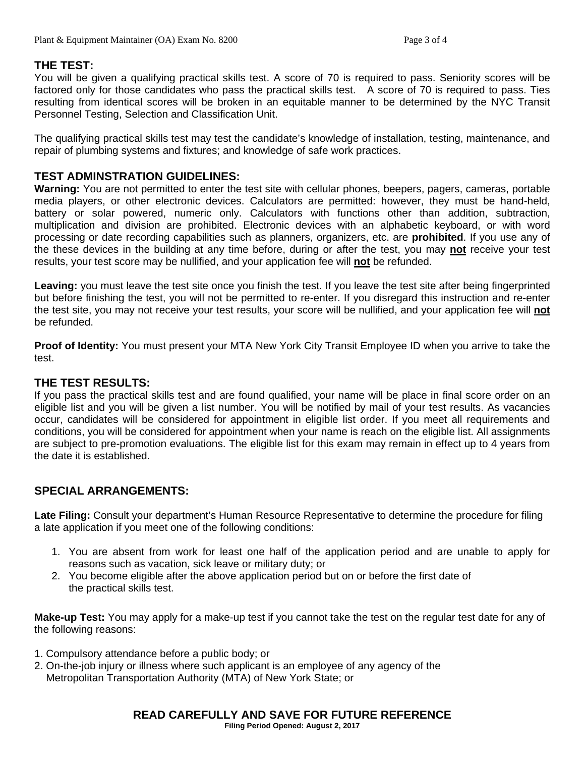## THE TEST:

You will be given a qualifying practical skills test. A score of 70 is required to pass. Seniority scores will be factored only for those candidates who pass the practical skills test.   A score of 70 is required to pass. Ties resulting from identical scores will be broken in an equitable manner to be determined by the NYC Transit Personnel Testing, Selection and Classification Unit.

The qualifying practical skills test may test the candidate's knowledge of installation, testing, maintenance, and repair of plumbing systems and fixtures; and knowledge of safe work practices.

## TEST ADMINSTRATION GUIDELINES:

**Warning:** You are not permitted to enter the test site with cellular phones, beepers, pagers, cameras, portable media players, or other electronic devices. Calculators are permitted: however, they must be hand-held, battery or solar powered, numeric only. Calculators with functions other than addition, subtraction, multiplication and division are prohibited. Electronic devices with an alphabetic keyboard, or with word processing or date recording capabilities such as planners, organizers, etc. are **prohibited**. If you use any of the these devices in the building at any time before, during or after the test, you may **not** receive your test results, your test score may be nullified, and your application fee will **not** be refunded.

**Leaving:** you must leave the test site once you finish the test. If you leave the test site after being fingerprinted but before finishing the test, you will not be permitted to re-enter. If you disregard this instruction and re-enter the test site, you may not receive your test results, your score will be nullified, and your application fee will **not** be refunded.

**Proof of Identity:** You must present your MTA New York City Transit Employee ID when you arrive to take the test.

## THE TEST RESULTS:

If you pass the practical skills test and are found qualified, your name will be place in final score order on an eligible list and you will be given a list number. You will be notified by mail of your test results. As vacancies occur, candidates will be considered for appointment in eligible list order. If you meet all requirements and conditions, you will be considered for appointment when your name is reach on the eligible list. All assignments are subject to pre-promotion evaluations. The eligible list for this exam may remain in effect up to 4 years from the date it is established.

## SPECIAL ARRANGEMENTS:

**Late Filing:** Consult your department's Human Resource Representative to determine the procedure for filing a late application if you meet one of the following conditions:

1. You are absent from work for least one half of the application period and are unable to apply for reasons such as vacation, sick leave or military duty; or
2. You become eligible after the above application period but on or before the first date of the practical skills test.

**Make-up Test:** You may apply for a make-up test if you cannot take the test on the regular test date for any of the following reasons:

1. Compulsory attendance before a public body; or
2. On-the-job injury or illness where such applicant is an employee of any agency of the Metropolitan Transportation Authority (MTA) of New York State; or

**READ CAREFULLY AND SAVE FOR FUTURE REFERENCE**

**Filing Period Opened: August 2, 2017**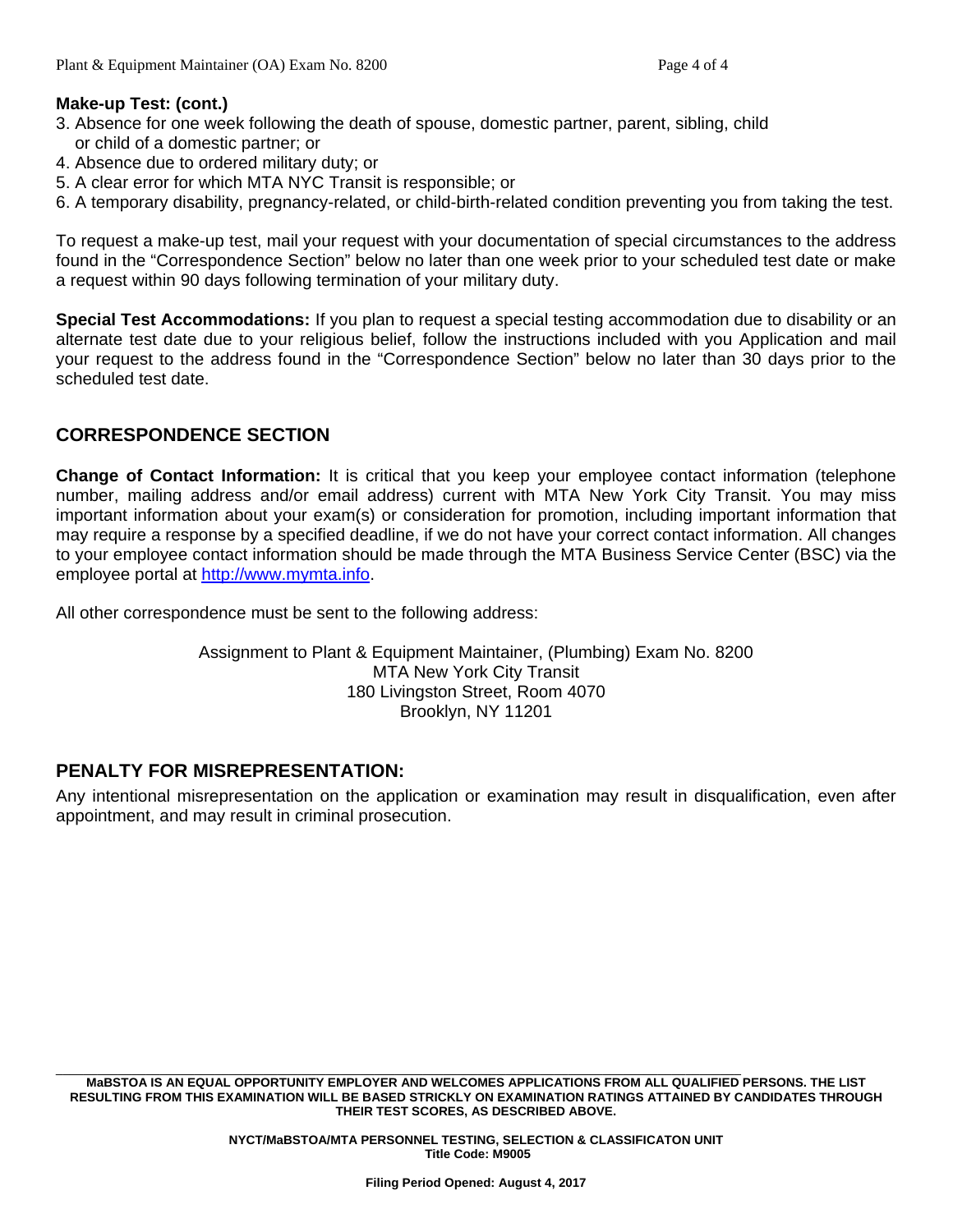**Make-up Test: (cont.)**

3. Absence for one week following the death of spouse, domestic partner, parent, sibling, child or child of a domestic partner; or
4. Absence due to ordered military duty; or
5. A clear error for which MTA NYC Transit is responsible; or
6. A temporary disability, pregnancy-related, or child-birth-related condition preventing you from taking the test.

To request a make-up test, mail your request with your documentation of special circumstances to the address found in the "Correspondence Section" below no later than one week prior to your scheduled test date or make a request within 90 days following termination of your military duty.

**Special Test Accommodations:** If you plan to request a special testing accommodation due to disability or an alternate test date due to your religious belief, follow the instructions included with you Application and mail your request to the address found in the "Correspondence Section" below no later than 30 days prior to the scheduled test date.

## CORRESPONDENCE SECTION

**Change of Contact Information:** It is critical that you keep your employee contact information (telephone number, mailing address and/or email address) current with MTA New York City Transit. You may miss important information about your exam(s) or consideration for promotion, including important information that may require a response by a specified deadline, if we do not have your correct contact information. All changes to your employee contact information should be made through the MTA Business Service Center (BSC) via the employee portal at http://www.mymta.info.

All other correspondence must be sent to the following address:

Assignment to Plant & Equipment Maintainer, (Plumbing) Exam No. 8200
MTA New York City Transit
180 Livingston Street, Room 4070
Brooklyn, NY 11201

## PENALTY FOR MISREPRESENTATION:

Any intentional misrepresentation on the application or examination may result in disqualification, even after appointment, and may result in criminal prosecution.

**MaBSTOA IS AN EQUAL OPPORTUNITY EMPLOYER AND WELCOMES APPLICATIONS FROM ALL QUALIFIED PERSONS. THE LIST RESULTING FROM THIS EXAMINATION WILL BE BASED STRICKLY ON EXAMINATION RATINGS ATTAINED BY CANDIDATES THROUGH THEIR TEST SCORES, AS DESCRIBED ABOVE.**

**NYCT/MaBSTOA/MTA PERSONNEL TESTING, SELECTION & CLASSIFICATON UNIT**
**Title Code: M9005**

**Filing Period Opened: August 4, 2017**